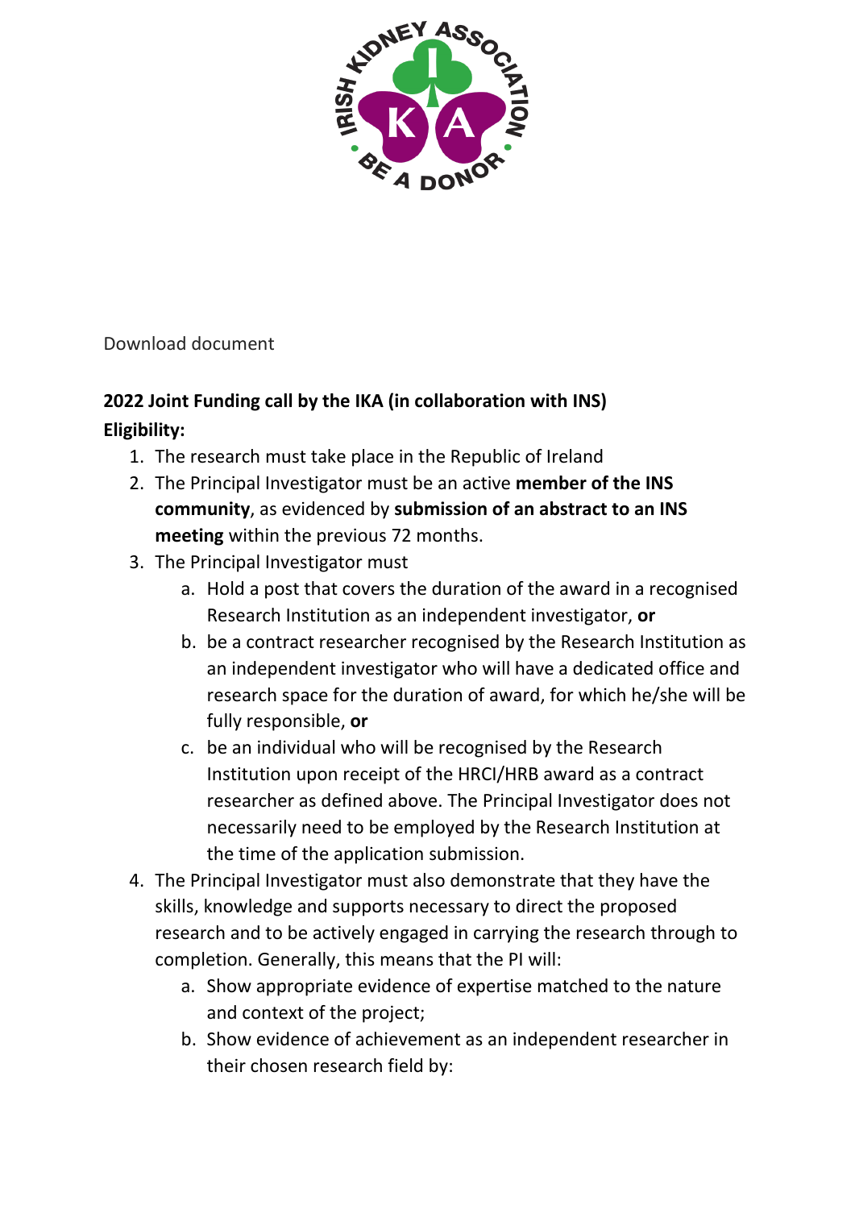Download document

**2022 Joint Funding call by the IKA (in collaboration with INS)**

**Eligibility:**

1. The research must take place in the Republic of Ireland
2. The Principal Investigator must be an active **member of the INS community**, as evidenced by **submission of an abstract to an INS meeting** within the previous 72 months.
3. The Principal Investigator must
   a. Hold a post that covers the duration of the award in a recognised Research Institution as an independent investigator, **or**
   b. be a contract researcher recognised by the Research Institution as an independent investigator who will have a dedicated office and research space for the duration of award, for which he/she will be fully responsible, **or**
   c. be an individual who will be recognised by the Research Institution upon receipt of the HRCI/HRB award as a contract researcher as defined above. The Principal Investigator does not necessarily need to be employed by the Research Institution at the time of the application submission.
4. The Principal Investigator must also demonstrate that they have the skills, knowledge and supports necessary to direct the proposed research and to be actively engaged in carrying the research through to completion. Generally, this means that the PI will:
   a. Show appropriate evidence of expertise matched to the nature and context of the project;
   b. Show evidence of achievement as an independent researcher in their chosen research field by: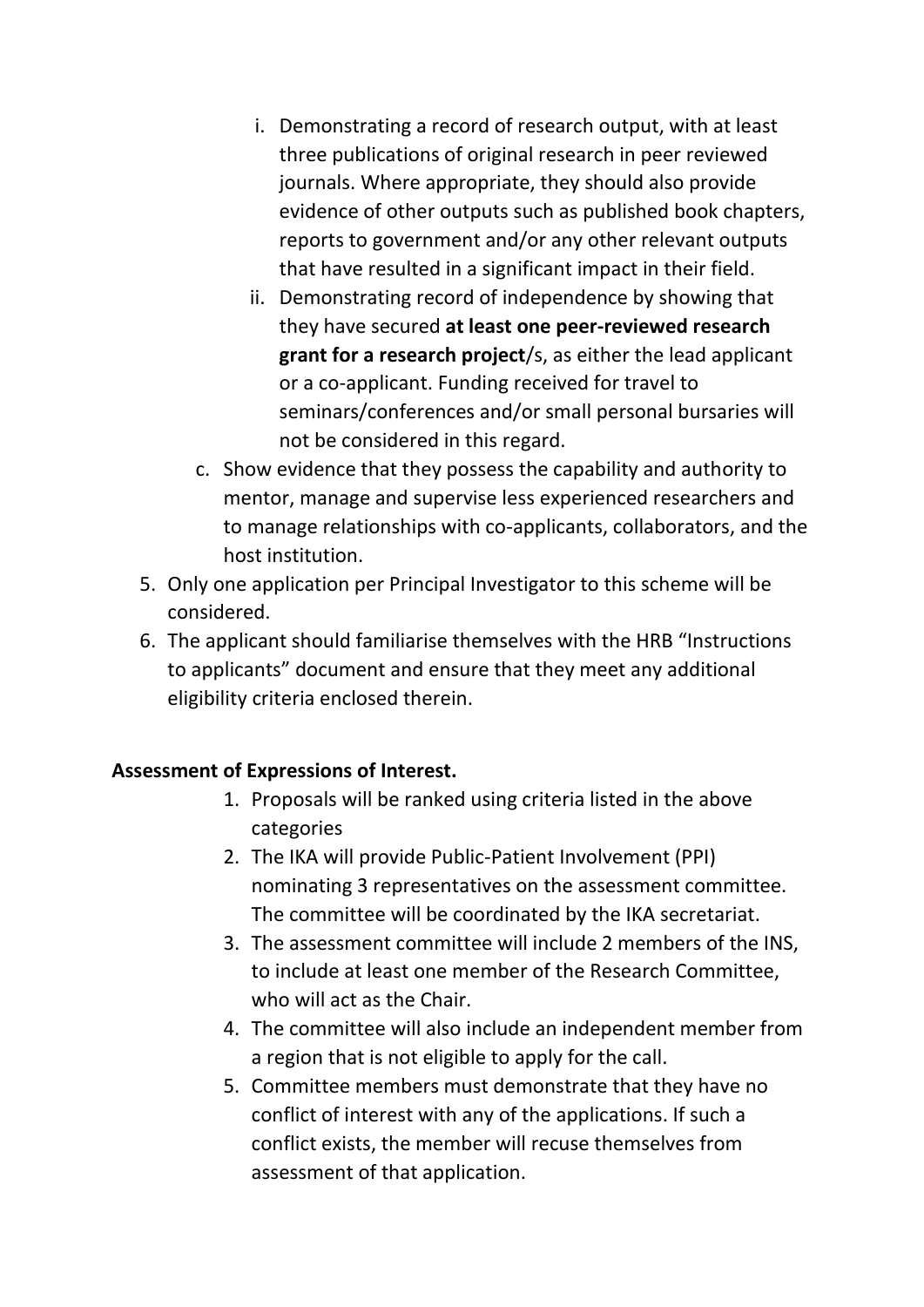i. Demonstrating a record of research output, with at least three publications of original research in peer reviewed journals. Where appropriate, they should also provide evidence of other outputs such as published book chapters, reports to government and/or any other relevant outputs that have resulted in a significant impact in their field.
   ii. Demonstrating record of independence by showing that they have secured **at least one peer-reviewed research grant for a research project**/s, as either the lead applicant or a co-applicant. Funding received for travel to seminars/conferences and/or small personal bursaries will not be considered in this regard.

   c. Show evidence that they possess the capability and authority to mentor, manage and supervise less experienced researchers and to manage relationships with co-applicants, collaborators, and the host institution.

5. Only one application per Principal Investigator to this scheme will be considered.
6. The applicant should familiarise themselves with the HRB "Instructions to applicants" document and ensure that they meet any additional eligibility criteria enclosed therein.

**Assessment of Expressions of Interest.**

1. Proposals will be ranked using criteria listed in the above categories
2. The IKA will provide Public-Patient Involvement (PPI) nominating 3 representatives on the assessment committee. The committee will be coordinated by the IKA secretariat.
3. The assessment committee will include 2 members of the INS, to include at least one member of the Research Committee, who will act as the Chair.
4. The committee will also include an independent member from a region that is not eligible to apply for the call.
5. Committee members must demonstrate that they have no conflict of interest with any of the applications. If such a conflict exists, the member will recuse themselves from assessment of that application.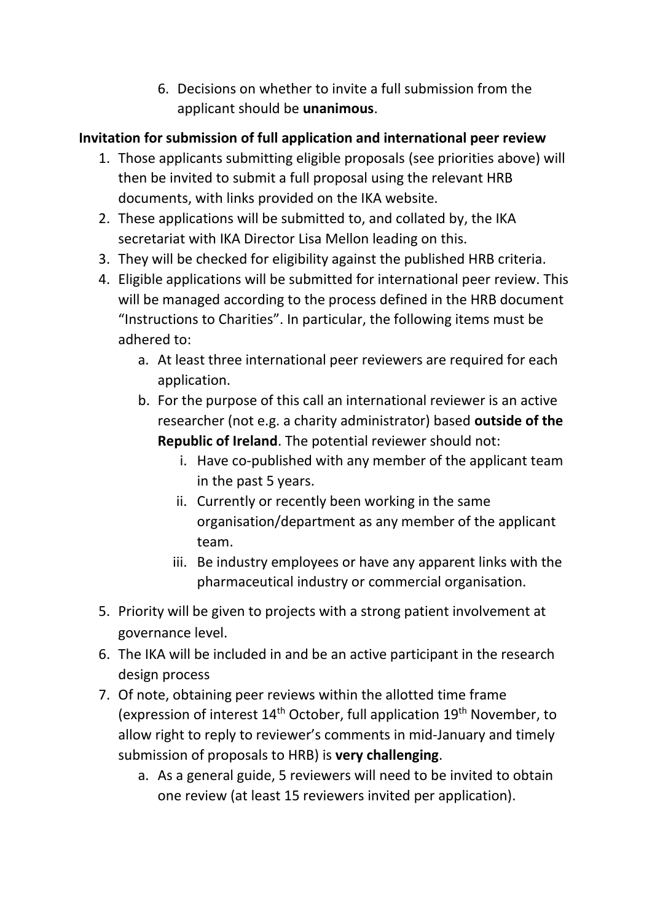6. Decisions on whether to invite a full submission from the applicant should be **unanimous**.

**Invitation for submission of full application and international peer review**

1. Those applicants submitting eligible proposals (see priorities above) will then be invited to submit a full proposal using the relevant HRB documents, with links provided on the IKA website.
2. These applications will be submitted to, and collated by, the IKA secretariat with IKA Director Lisa Mellon leading on this.
3. They will be checked for eligibility against the published HRB criteria.
4. Eligible applications will be submitted for international peer review. This will be managed according to the process defined in the HRB document "Instructions to Charities". In particular, the following items must be adhered to:
   a. At least three international peer reviewers are required for each application.
   b. For the purpose of this call an international reviewer is an active researcher (not e.g. a charity administrator) based **outside of the Republic of Ireland**. The potential reviewer should not:
      i. Have co-published with any member of the applicant team in the past 5 years.
      ii. Currently or recently been working in the same organisation/department as any member of the applicant team.
      iii. Be industry employees or have any apparent links with the pharmaceutical industry or commercial organisation.
5. Priority will be given to projects with a strong patient involvement at governance level.
6. The IKA will be included in and be an active participant in the research design process
7. Of note, obtaining peer reviews within the allotted time frame (expression of interest 14th October, full application 19th November, to allow right to reply to reviewer's comments in mid-January and timely submission of proposals to HRB) is **very challenging**.
   a. As a general guide, 5 reviewers will need to be invited to obtain one review (at least 15 reviewers invited per application).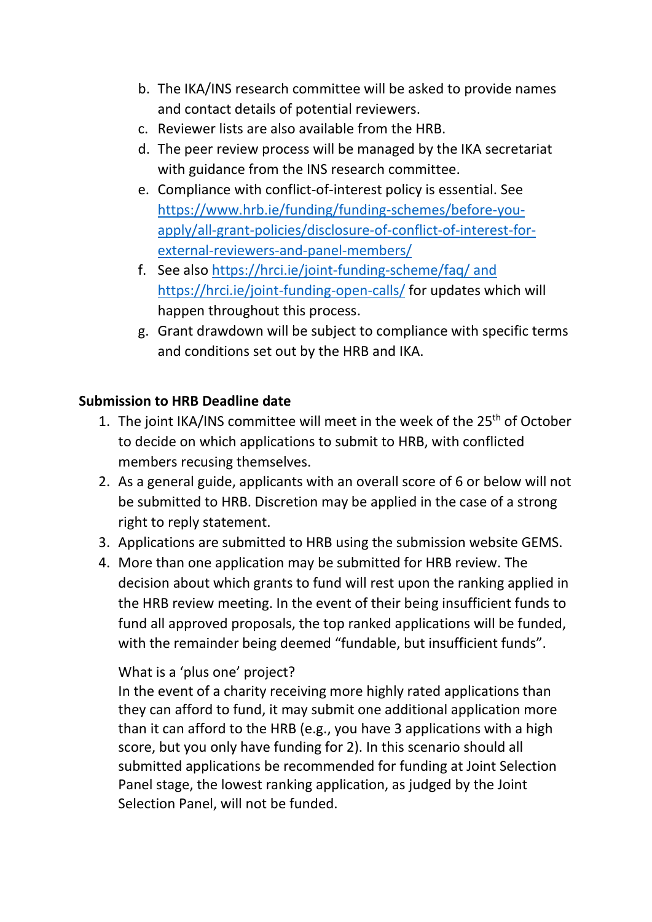b. The IKA/INS research committee will be asked to provide names and contact details of potential reviewers.
c. Reviewer lists are also available from the HRB.
d. The peer review process will be managed by the IKA secretariat with guidance from the INS research committee.
e. Compliance with conflict-of-interest policy is essential. See https://www.hrb.ie/funding/funding-schemes/before-you-apply/all-grant-policies/disclosure-of-conflict-of-interest-for-external-reviewers-and-panel-members/
f. See also https://hrci.ie/joint-funding-scheme/faq/ and https://hrci.ie/joint-funding-open-calls/ for updates which will happen throughout this process.
g. Grant drawdown will be subject to compliance with specific terms and conditions set out by the HRB and IKA.

**Submission to HRB Deadline date**

1. The joint IKA/INS committee will meet in the week of the 25th of October to decide on which applications to submit to HRB, with conflicted members recusing themselves.
2. As a general guide, applicants with an overall score of 6 or below will not be submitted to HRB. Discretion may be applied in the case of a strong right to reply statement.
3. Applications are submitted to HRB using the submission website GEMS.
4. More than one application may be submitted for HRB review. The decision about which grants to fund will rest upon the ranking applied in the HRB review meeting. In the event of their being insufficient funds to fund all approved proposals, the top ranked applications will be funded, with the remainder being deemed “fundable, but insufficient funds”.

   What is a ‘plus one’ project?
   In the event of a charity receiving more highly rated applications than they can afford to fund, it may submit one additional application more than it can afford to the HRB (e.g., you have 3 applications with a high score, but you only have funding for 2). In this scenario should all submitted applications be recommended for funding at Joint Selection Panel stage, the lowest ranking application, as judged by the Joint Selection Panel, will not be funded.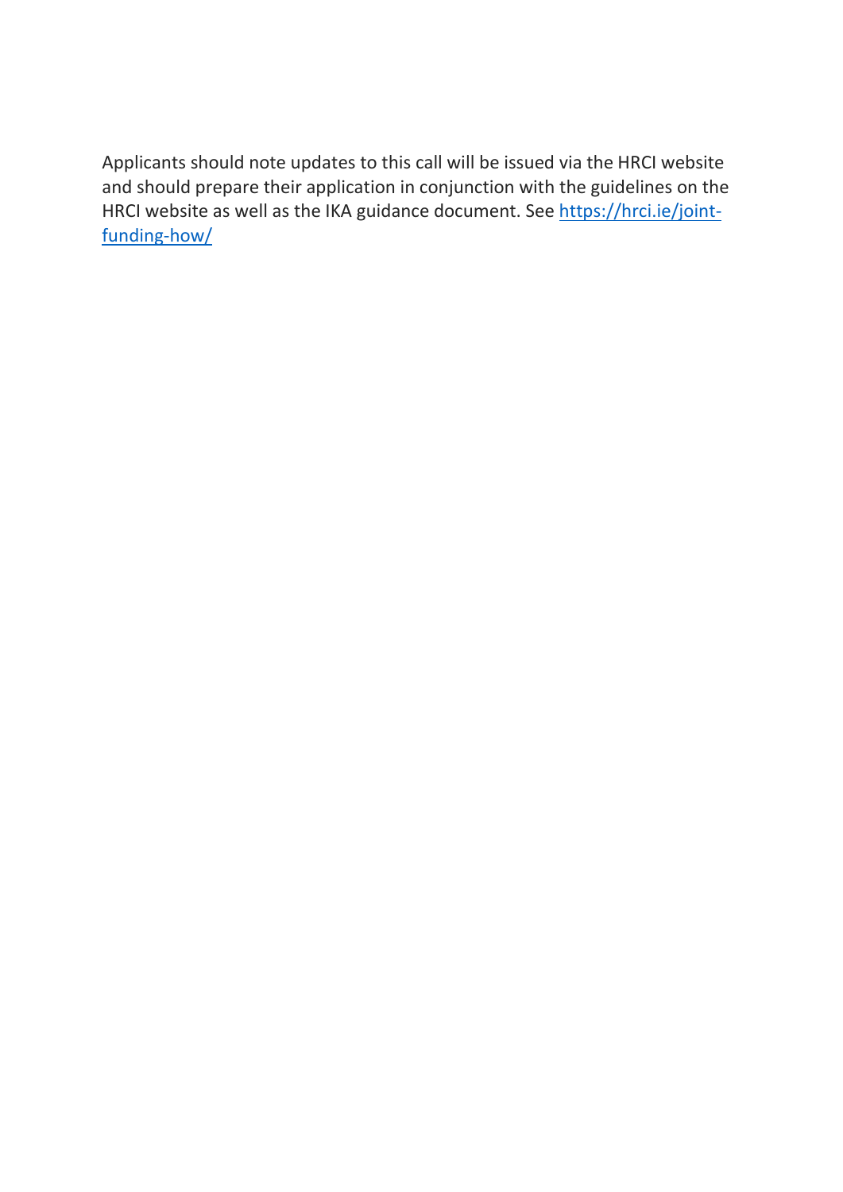Applicants should note updates to this call will be issued via the HRCI website and should prepare their application in conjunction with the guidelines on the HRCI website as well as the IKA guidance document. See [https://hrci.ie/joint-funding-how/](https://hrci.ie/joint-funding-how/)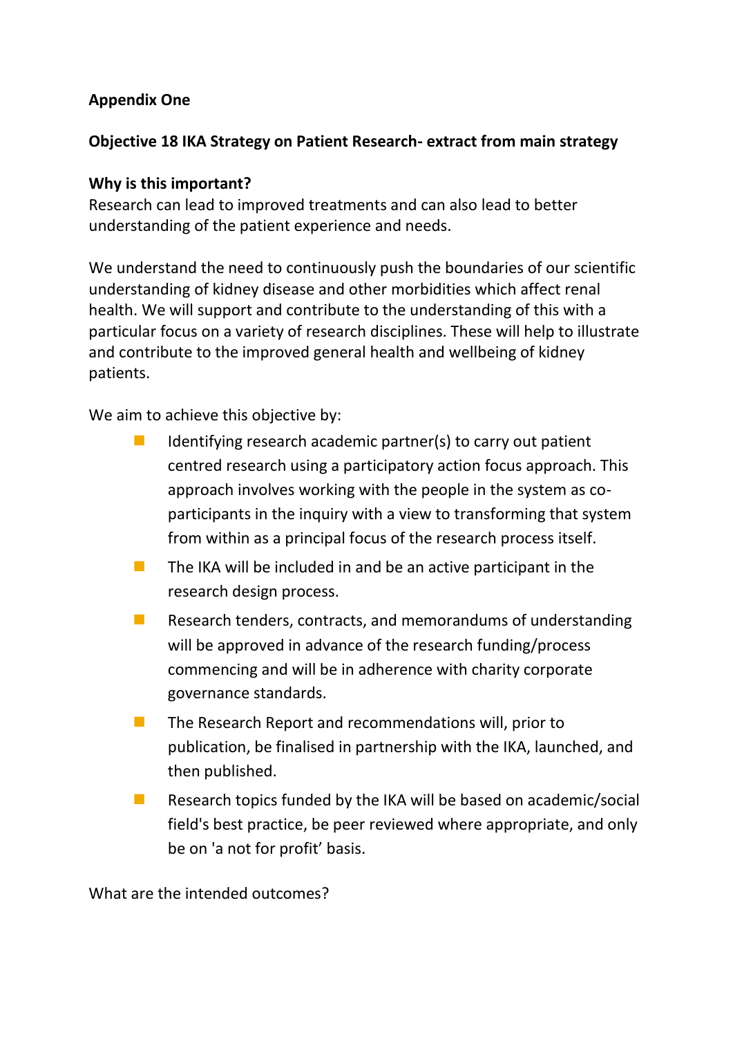**Appendix One**

**Objective 18 IKA Strategy on Patient Research- extract from main strategy**

**Why is this important?**
Research can lead to improved treatments and can also lead to better understanding of the patient experience and needs.

We understand the need to continuously push the boundaries of our scientific understanding of kidney disease and other morbidities which affect renal health. We will support and contribute to the understanding of this with a particular focus on a variety of research disciplines. These will help to illustrate and contribute to the improved general health and wellbeing of kidney patients.

We aim to achieve this objective by:

- Identifying research academic partner(s) to carry out patient centred research using a participatory action focus approach. This approach involves working with the people in the system as co-participants in the inquiry with a view to transforming that system from within as a principal focus of the research process itself.
- The IKA will be included in and be an active participant in the research design process.
- Research tenders, contracts, and memorandums of understanding will be approved in advance of the research funding/process commencing and will be in adherence with charity corporate governance standards.
- The Research Report and recommendations will, prior to publication, be finalised in partnership with the IKA, launched, and then published.
- Research topics funded by the IKA will be based on academic/social field's best practice, be peer reviewed where appropriate, and only be on 'a not for profit' basis.

What are the intended outcomes?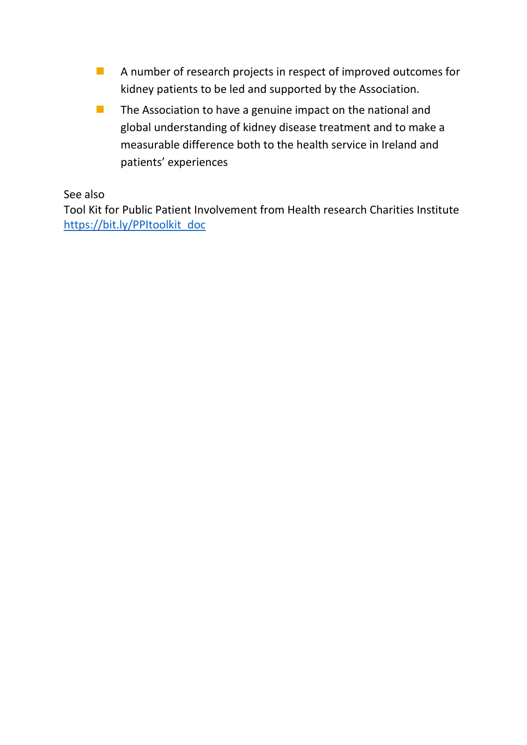- A number of research projects in respect of improved outcomes for kidney patients to be led and supported by the Association.
- The Association to have a genuine impact on the national and global understanding of kidney disease treatment and to make a measurable difference both to the health service in Ireland and patients' experiences

See also
Tool Kit for Public Patient Involvement from Health research Charities Institute
[https://bit.ly/PPItoolkit_doc](https://bit.ly/PPItoolkit_doc)